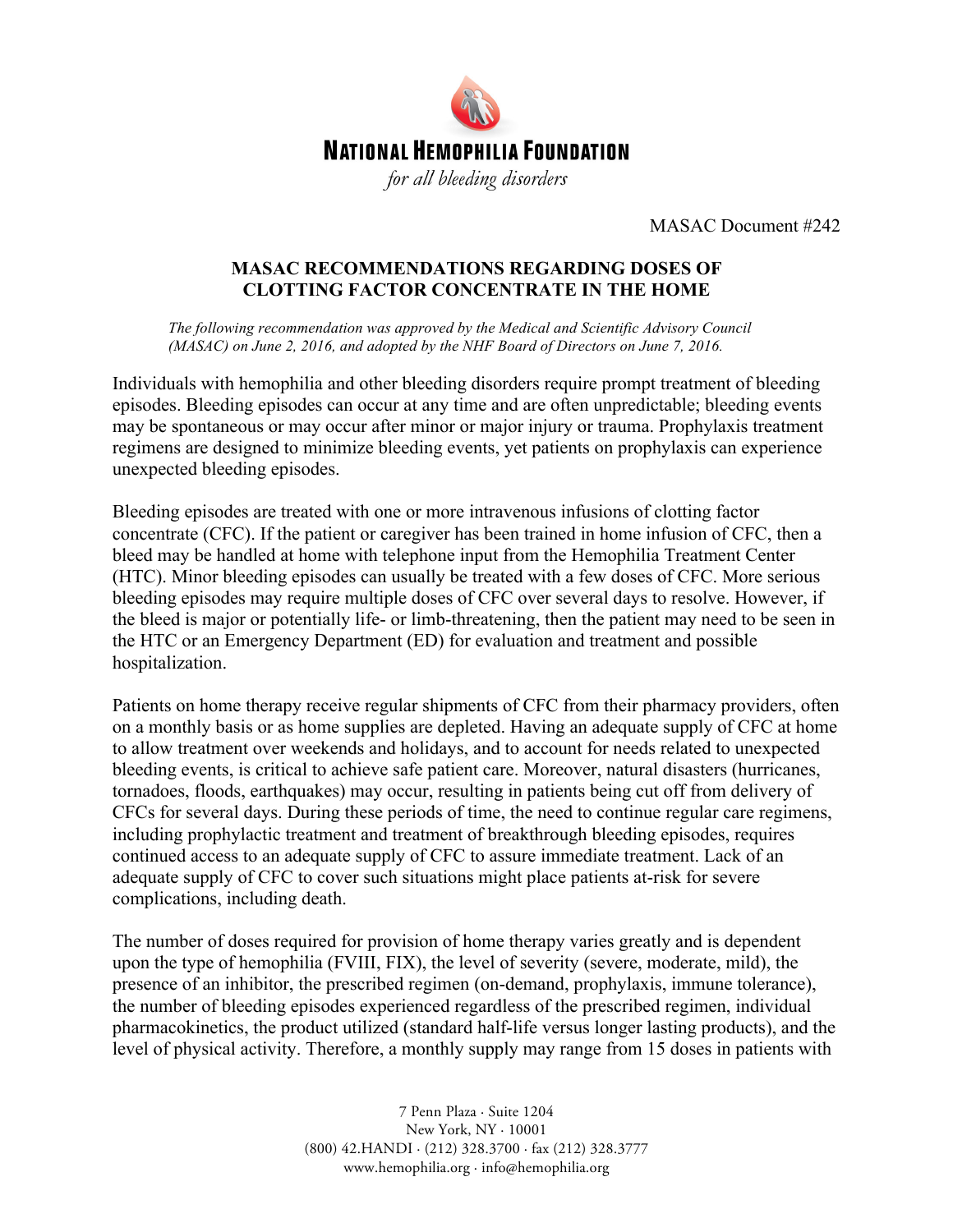# NATIONAL HEMOPHILIA FOUNDATION

*for all bleeding disorders*

MASAC Document #242

## MASAC RECOMMENDATIONS REGARDING DOSES OF CLOTTING FACTOR CONCENTRATE IN THE HOME

*The following recommendation was approved by the Medical and Scientific Advisory Council (MASAC) on June 2, 2016, and adopted by the NHF Board of Directors on June 7, 2016.*

Individuals with hemophilia and other bleeding disorders require prompt treatment of bleeding episodes. Bleeding episodes can occur at any time and are often unpredictable; bleeding events may be spontaneous or may occur after minor or major injury or trauma. Prophylaxis treatment regimens are designed to minimize bleeding events, yet patients on prophylaxis can experience unexpected bleeding episodes.

Bleeding episodes are treated with one or more intravenous infusions of clotting factor concentrate (CFC). If the patient or caregiver has been trained in home infusion of CFC, then a bleed may be handled at home with telephone input from the Hemophilia Treatment Center (HTC). Minor bleeding episodes can usually be treated with a few doses of CFC. More serious bleeding episodes may require multiple doses of CFC over several days to resolve. However, if the bleed is major or potentially life- or limb-threatening, then the patient may need to be seen in the HTC or an Emergency Department (ED) for evaluation and treatment and possible hospitalization.

Patients on home therapy receive regular shipments of CFC from their pharmacy providers, often on a monthly basis or as home supplies are depleted. Having an adequate supply of CFC at home to allow treatment over weekends and holidays, and to account for needs related to unexpected bleeding events, is critical to achieve safe patient care. Moreover, natural disasters (hurricanes, tornadoes, floods, earthquakes) may occur, resulting in patients being cut off from delivery of CFCs for several days. During these periods of time, the need to continue regular care regimens, including prophylactic treatment and treatment of breakthrough bleeding episodes, requires continued access to an adequate supply of CFC to assure immediate treatment. Lack of an adequate supply of CFC to cover such situations might place patients at-risk for severe complications, including death.

The number of doses required for provision of home therapy varies greatly and is dependent upon the type of hemophilia (FVIII, FIX), the level of severity (severe, moderate, mild), the presence of an inhibitor, the prescribed regimen (on-demand, prophylaxis, immune tolerance), the number of bleeding episodes experienced regardless of the prescribed regimen, individual pharmacokinetics, the product utilized (standard half-life versus longer lasting products), and the level of physical activity. Therefore, a monthly supply may range from 15 doses in patients with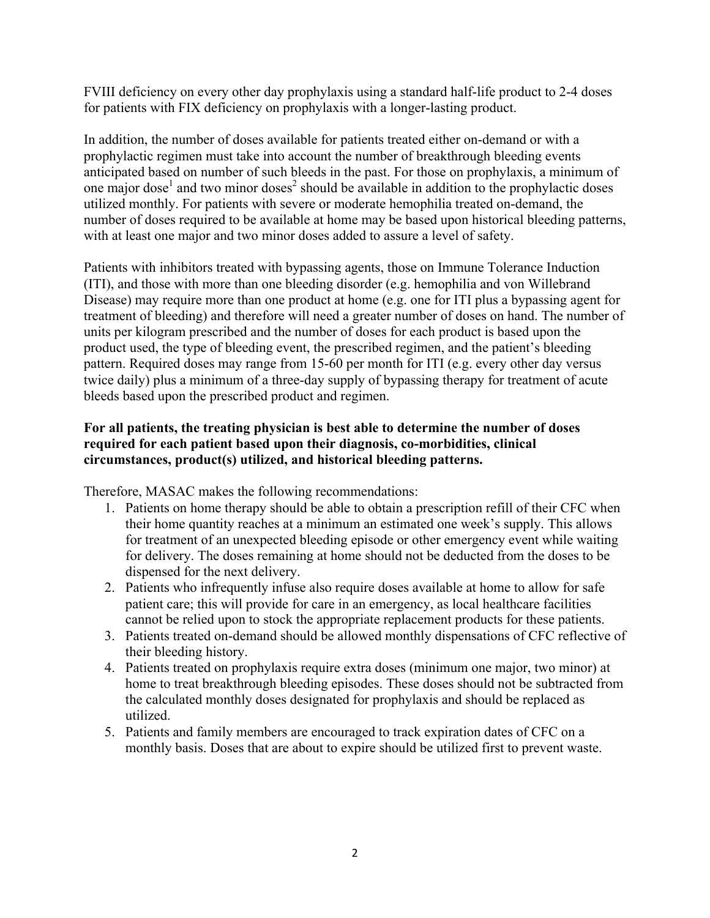FVIII deficiency on every other day prophylaxis using a standard half-life product to 2-4 doses for patients with FIX deficiency on prophylaxis with a longer-lasting product.

In addition, the number of doses available for patients treated either on-demand or with a prophylactic regimen must take into account the number of breakthrough bleeding events anticipated based on number of such bleeds in the past. For those on prophylaxis, a minimum of one major dose[1] and two minor doses[2] should be available in addition to the prophylactic doses utilized monthly. For patients with severe or moderate hemophilia treated on-demand, the number of doses required to be available at home may be based upon historical bleeding patterns, with at least one major and two minor doses added to assure a level of safety.

Patients with inhibitors treated with bypassing agents, those on Immune Tolerance Induction (ITI), and those with more than one bleeding disorder (e.g. hemophilia and von Willebrand Disease) may require more than one product at home (e.g. one for ITI plus a bypassing agent for treatment of bleeding) and therefore will need a greater number of doses on hand. The number of units per kilogram prescribed and the number of doses for each product is based upon the product used, the type of bleeding event, the prescribed regimen, and the patient's bleeding pattern. Required doses may range from 15-60 per month for ITI (e.g. every other day versus twice daily) plus a minimum of a three-day supply of bypassing therapy for treatment of acute bleeds based upon the prescribed product and regimen.

**For all patients, the treating physician is best able to determine the number of doses required for each patient based upon their diagnosis, co-morbidities, clinical circumstances, product(s) utilized, and historical bleeding patterns.**

Therefore, MASAC makes the following recommendations:

1. Patients on home therapy should be able to obtain a prescription refill of their CFC when their home quantity reaches at a minimum an estimated one week's supply. This allows for treatment of an unexpected bleeding episode or other emergency event while waiting for delivery. The doses remaining at home should not be deducted from the doses to be dispensed for the next delivery.
2. Patients who infrequently infuse also require doses available at home to allow for safe patient care; this will provide for care in an emergency, as local healthcare facilities cannot be relied upon to stock the appropriate replacement products for these patients.
3. Patients treated on-demand should be allowed monthly dispensations of CFC reflective of their bleeding history.
4. Patients treated on prophylaxis require extra doses (minimum one major, two minor) at home to treat breakthrough bleeding episodes. These doses should not be subtracted from the calculated monthly doses designated for prophylaxis and should be replaced as utilized.
5. Patients and family members are encouraged to track expiration dates of CFC on a monthly basis. Doses that are about to expire should be utilized first to prevent waste.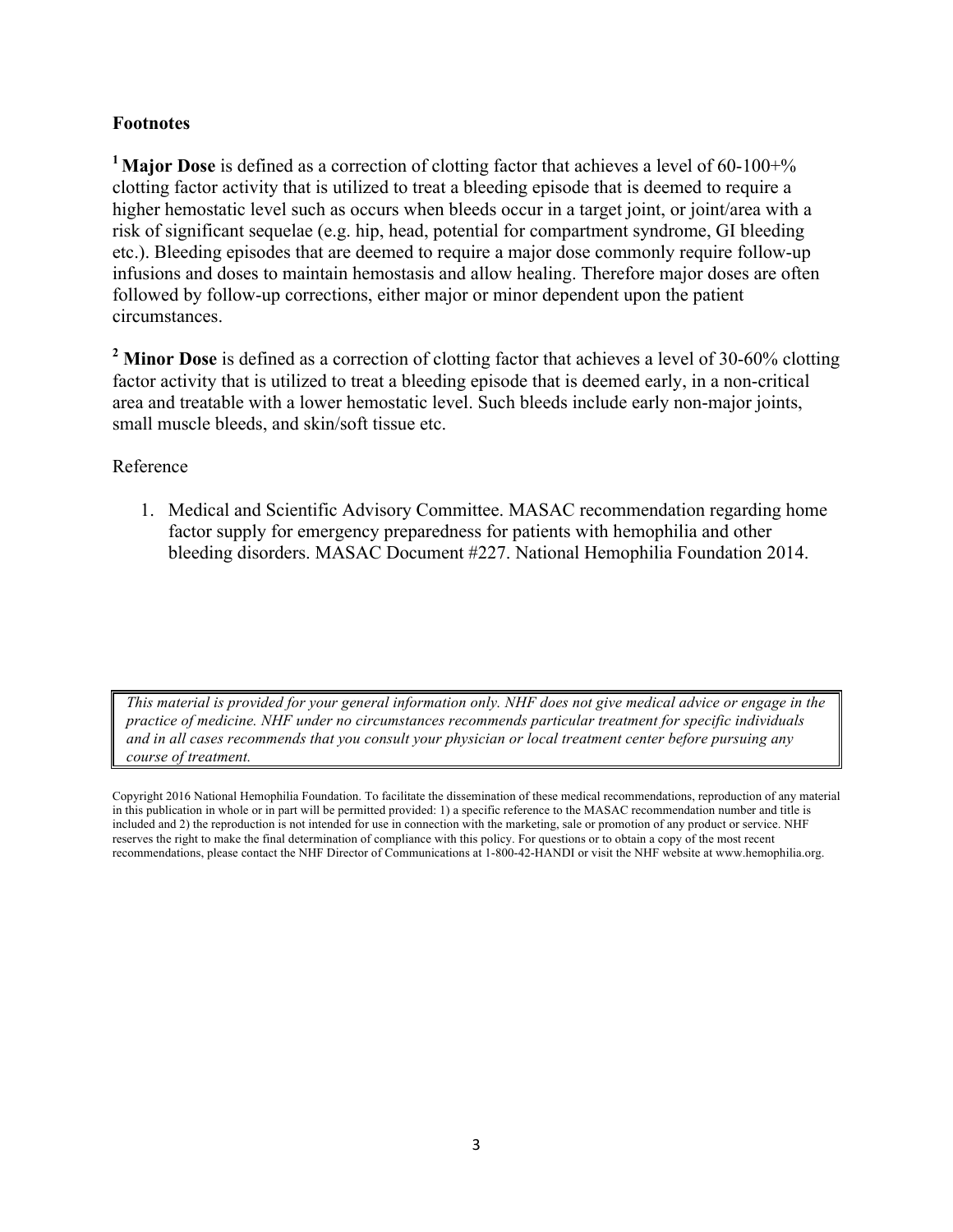**Footnotes**

[1] **Major Dose** is defined as a correction of clotting factor that achieves a level of 60-100+% clotting factor activity that is utilized to treat a bleeding episode that is deemed to require a higher hemostatic level such as occurs when bleeds occur in a target joint, or joint/area with a risk of significant sequelae (e.g. hip, head, potential for compartment syndrome, GI bleeding etc.). Bleeding episodes that are deemed to require a major dose commonly require follow-up infusions and doses to maintain hemostasis and allow healing. Therefore major doses are often followed by follow-up corrections, either major or minor dependent upon the patient circumstances.

[2] **Minor Dose** is defined as a correction of clotting factor that achieves a level of 30-60% clotting factor activity that is utilized to treat a bleeding episode that is deemed early, in a non-critical area and treatable with a lower hemostatic level. Such bleeds include early non-major joints, small muscle bleeds, and skin/soft tissue etc.

Reference

1. Medical and Scientific Advisory Committee. MASAC recommendation regarding home factor supply for emergency preparedness for patients with hemophilia and other bleeding disorders. MASAC Document #227. National Hemophilia Foundation 2014.

*This material is provided for your general information only. NHF does not give medical advice or engage in the practice of medicine. NHF under no circumstances recommends particular treatment for specific individuals and in all cases recommends that you consult your physician or local treatment center before pursuing any course of treatment.*

Copyright 2016 National Hemophilia Foundation. To facilitate the dissemination of these medical recommendations, reproduction of any material in this publication in whole or in part will be permitted provided: 1) a specific reference to the MASAC recommendation number and title is included and 2) the reproduction is not intended for use in connection with the marketing, sale or promotion of any product or service. NHF reserves the right to make the final determination of compliance with this policy. For questions or to obtain a copy of the most recent recommendations, please contact the NHF Director of Communications at 1-800-42-HANDI or visit the NHF website at www.hemophilia.org.